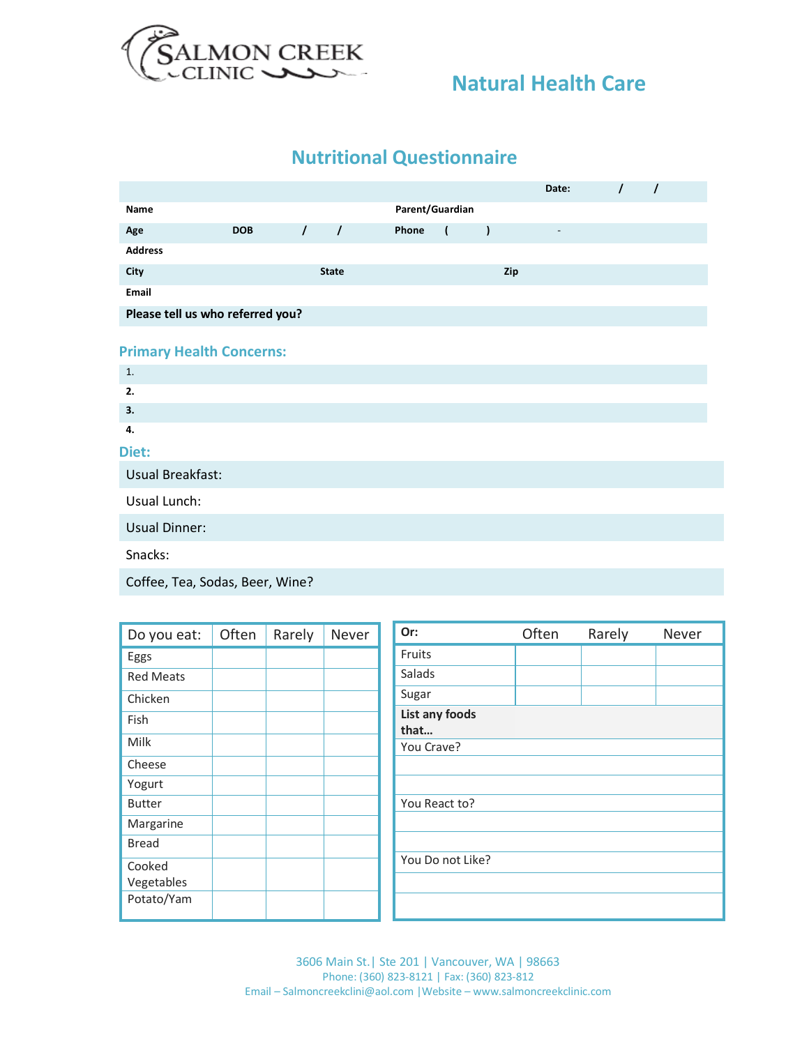SALMON CREEK CLINIC

## Natural Health Care

# Nutritional Questionnaire

| | |
|---|---|
| | **Date:** / / |
| **Name** | **Parent/Guardian** |
| **Age** **DOB** / / | **Phone** ( ) - |
| **Address** | |
| **City** **State** | **Zip** |
| **Email** | |
| **Please tell us who referred you?** | |

## Primary Health Concerns:

1.
2.
3.
4.

## Diet:

Usual Breakfast:

Usual Lunch:

Usual Dinner:

Snacks:

Coffee, Tea, Sodas, Beer, Wine?

| Do you eat: | Often | Rarely | Never |
|---|---|---|---|
| Eggs | | | |
| Red Meats | | | |
| Chicken | | | |
| Fish | | | |
| Milk | | | |
| Cheese | | | |
| Yogurt | | | |
| Butter | | | |
| Margarine | | | |
| Bread | | | |
| Cooked Vegetables | | | |
| Potato/Yam | | | |

| **Or:** | Often | Rarely | Never |
|---|---|---|---|
| Fruits | | | |
| Salads | | | |
| Sugar | | | |

**List any foods that…**

You Crave?

You React to?

You Do not Like?

3606 Main St.| Ste 201 | Vancouver, WA | 98663
Phone: (360) 823-8121 | Fax: (360) 823-812
Email – Salmoncreekclini@aol.com |Website – www.salmoncreekclinic.com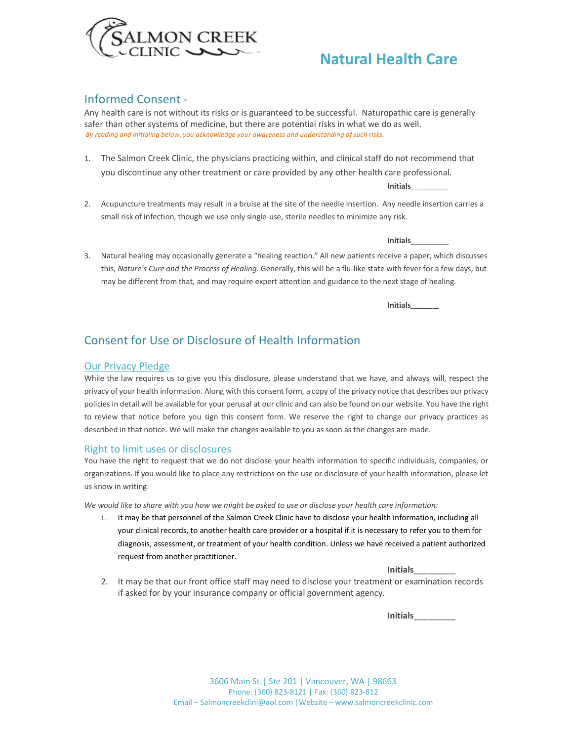# Natural Health Care

## Informed Consent -

Any health care is not without its risks or is guaranteed to be successful. Naturopathic care is generally safer than other systems of medicine, but there are potential risks in what we do as well.

*By reading and initialing below, you acknowledge your awareness and understanding of such risks.*

1. The Salmon Creek Clinic, the physicians practicing within, and clinical staff do not recommend that you discontinue any other treatment or care provided by any other health care professional.

   **Initials**_________

2. Acupuncture treatments may result in a bruise at the site of the needle insertion. Any needle insertion carries a small risk of infection, though we use only single-use, sterile needles to minimize any risk.

   **Initials**_________

3. Natural healing may occasionally generate a "healing reaction." All new patients receive a paper, which discusses this, *Nature's Cure and the Process of Healing.* Generally, this will be a flu-like state with fever for a few days, but may be different from that, and may require expert attention and guidance to the next stage of healing.

   **Initials**______

## Consent for Use or Disclosure of Health Information

### Our Privacy Pledge

While the law requires us to give you this disclosure, please understand that we have, and always will, respect the privacy of your health information. Along with this consent form, a copy of the privacy notice that describes our privacy policies in detail will be available for your perusal at our clinic and can also be found on our website. You have the right to review that notice before you sign this consent form. We reserve the right to change our privacy practices as described in that notice. We will make the changes available to you as soon as the changes are made.

### Right to limit uses or disclosures

You have the right to request that we do not disclose your health information to specific individuals, companies, or organizations. If you would like to place any restrictions on the use or disclosure of your health information, please let us know in writing.

*We would like to share with you how we might be asked to use or disclose your health care information:*

1. It may be that personnel of the Salmon Creek Clinic have to disclose your health information, including all your clinical records, to another health care provider or a hospital if it is necessary to refer you to them for diagnosis, assessment, or treatment of your health condition. Unless we have received a patient authorized request from another practitioner.

   **Initials**_________

2. It may be that our front office staff may need to disclose your treatment or examination records if asked for by your insurance company or official government agency.

   **Initials**_________

3606 Main St.| Ste 201 | Vancouver, WA | 98663
Phone: (360) 823-8121 | Fax: (360) 823-812
Email – Salmoncreekclini@aol.com |Website – www.salmoncreekclinic.com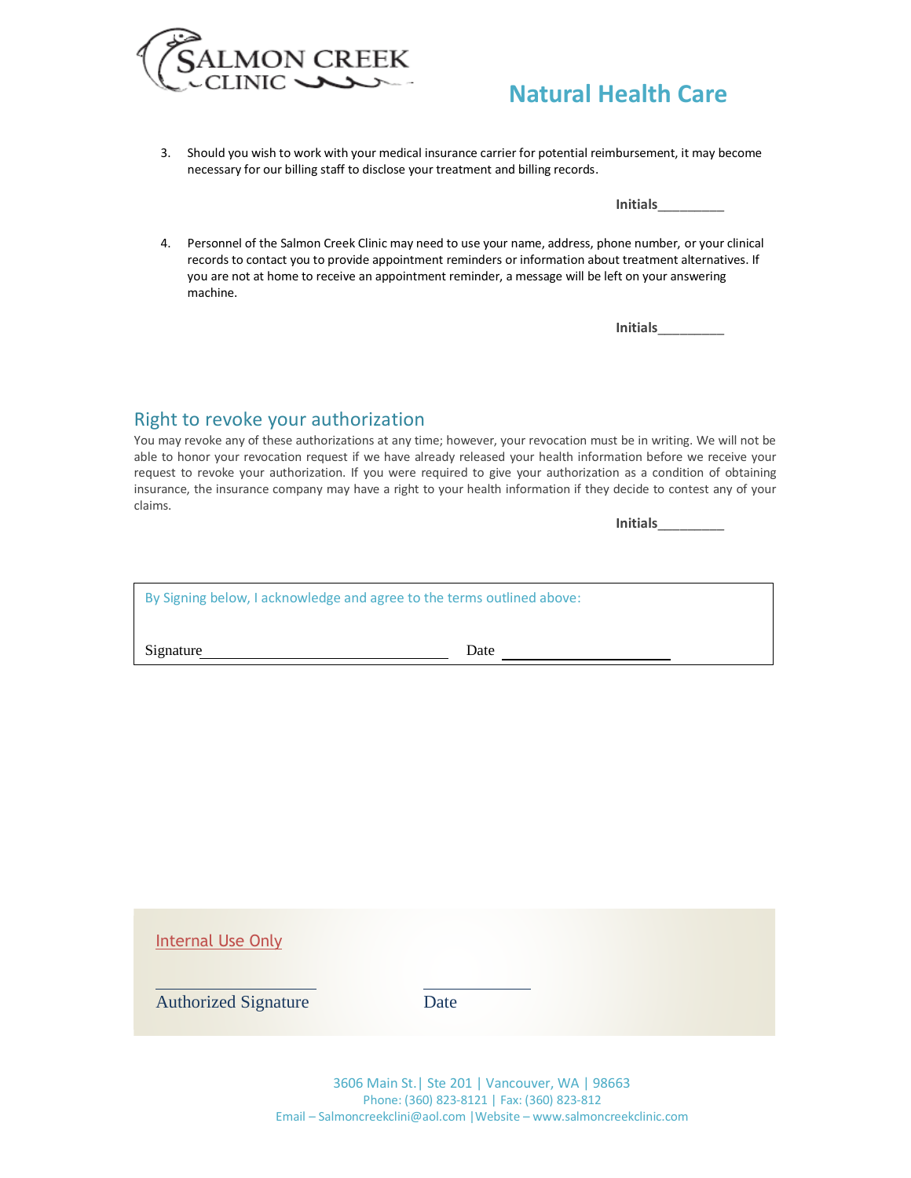SALMON CREEK CLINIC

# Natural Health Care

3. Should you wish to work with your medical insurance carrier for potential reimbursement, it may become necessary for our billing staff to disclose your treatment and billing records.

   **Initials**_________

4. Personnel of the Salmon Creek Clinic may need to use your name, address, phone number, or your clinical records to contact you to provide appointment reminders or information about treatment alternatives. If you are not at home to receive an appointment reminder, a message will be left on your answering machine.

   **Initials**_________

## Right to revoke your authorization

You may revoke any of these authorizations at any time; however, your revocation must be in writing. We will not be able to honor your revocation request if we have already released your health information before we receive your request to revoke your authorization. If you were required to give your authorization as a condition of obtaining insurance, the insurance company may have a right to your health information if they decide to contest any of your claims.

**Initials**_________

By Signing below, I acknowledge and agree to the terms outlined above:

Signature_______________________________ Date _______________________

Internal Use Only

______________________ ______________

Authorized Signature Date

3606 Main St.| Ste 201 | Vancouver, WA | 98663
Phone: (360) 823-8121 | Fax: (360) 823-812
Email – Salmoncreekclini@aol.com |Website – www.salmoncreekclinic.com